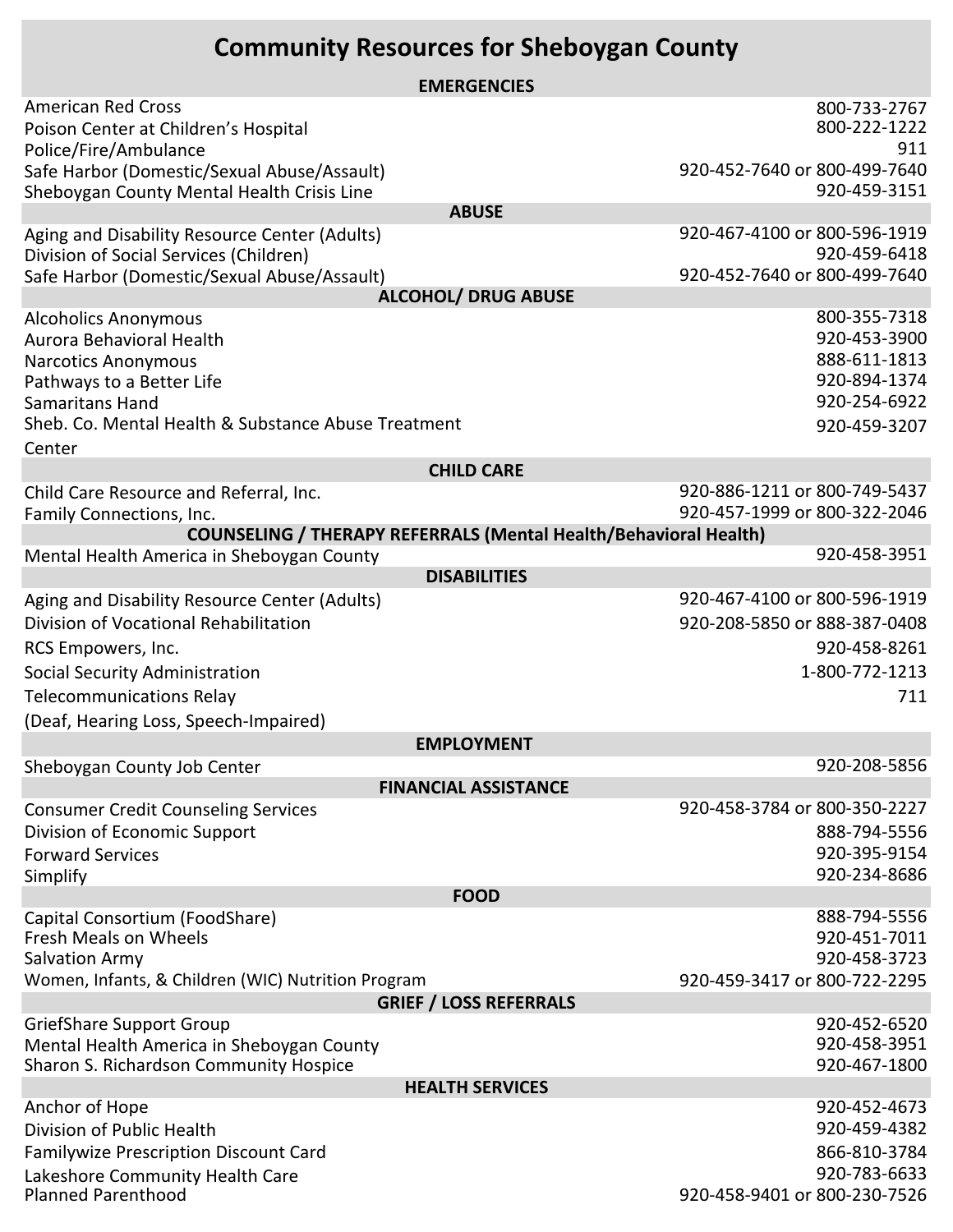# Community Resources for Sheboygan County

## EMERGENCIES

| Resource | Phone |
| --- | --- |
| American Red Cross | 800-733-2767 |
| Poison Center at Children's Hospital | 800-222-1222 |
| Police/Fire/Ambulance | 911 |
| Safe Harbor (Domestic/Sexual Abuse/Assault) | 920-452-7640 or 800-499-7640 |
| Sheboygan County Mental Health Crisis Line | 920-459-3151 |

## ABUSE

| Resource | Phone |
| --- | --- |
| Aging and Disability Resource Center (Adults) | 920-467-4100 or 800-596-1919 |
| Division of Social Services (Children) | 920-459-6418 |
| Safe Harbor (Domestic/Sexual Abuse/Assault) | 920-452-7640 or 800-499-7640 |

## ALCOHOL/ DRUG ABUSE

| Resource | Phone |
| --- | --- |
| Alcoholics Anonymous | 800-355-7318 |
| Aurora Behavioral Health | 920-453-3900 |
| Narcotics Anonymous | 888-611-1813 |
| Pathways to a Better Life | 920-894-1374 |
| Samaritans Hand | 920-254-6922 |
| Sheb. Co. Mental Health & Substance Abuse Treatment Center | 920-459-3207 |

## CHILD CARE

| Resource | Phone |
| --- | --- |
| Child Care Resource and Referral, Inc. | 920-886-1211 or 800-749-5437 |
| Family Connections, Inc. | 920-457-1999 or 800-322-2046 |

## COUNSELING / THERAPY REFERRALS (Mental Health/Behavioral Health)

| Resource | Phone |
| --- | --- |
| Mental Health America in Sheboygan County | 920-458-3951 |

## DISABILITIES

| Resource | Phone |
| --- | --- |
| Aging and Disability Resource Center (Adults) | 920-467-4100 or 800-596-1919 |
| Division of Vocational Rehabilitation | 920-208-5850 or 888-387-0408 |
| RCS Empowers, Inc. | 920-458-8261 |
| Social Security Administration | 1-800-772-1213 |
| Telecommunications Relay (Deaf, Hearing Loss, Speech-Impaired) | 711 |

## EMPLOYMENT

| Resource | Phone |
| --- | --- |
| Sheboygan County Job Center | 920-208-5856 |

## FINANCIAL ASSISTANCE

| Resource | Phone |
| --- | --- |
| Consumer Credit Counseling Services | 920-458-3784 or 800-350-2227 |
| Division of Economic Support | 888-794-5556 |
| Forward Services | 920-395-9154 |
| Simplify | 920-234-8686 |

## FOOD

| Resource | Phone |
| --- | --- |
| Capital Consortium (FoodShare) | 888-794-5556 |
| Fresh Meals on Wheels | 920-451-7011 |
| Salvation Army | 920-458-3723 |
| Women, Infants, & Children (WIC) Nutrition Program | 920-459-3417 or 800-722-2295 |

## GRIEF / LOSS REFERRALS

| Resource | Phone |
| --- | --- |
| GriefShare Support Group | 920-452-6520 |
| Mental Health America in Sheboygan County | 920-458-3951 |
| Sharon S. Richardson Community Hospice | 920-467-1800 |

## HEALTH SERVICES

| Resource | Phone |
| --- | --- |
| Anchor of Hope | 920-452-4673 |
| Division of Public Health | 920-459-4382 |
| Familywize Prescription Discount Card | 866-810-3784 |
| Lakeshore Community Health Care | 920-783-6633 |
| Planned Parenthood | 920-458-9401 or 800-230-7526 |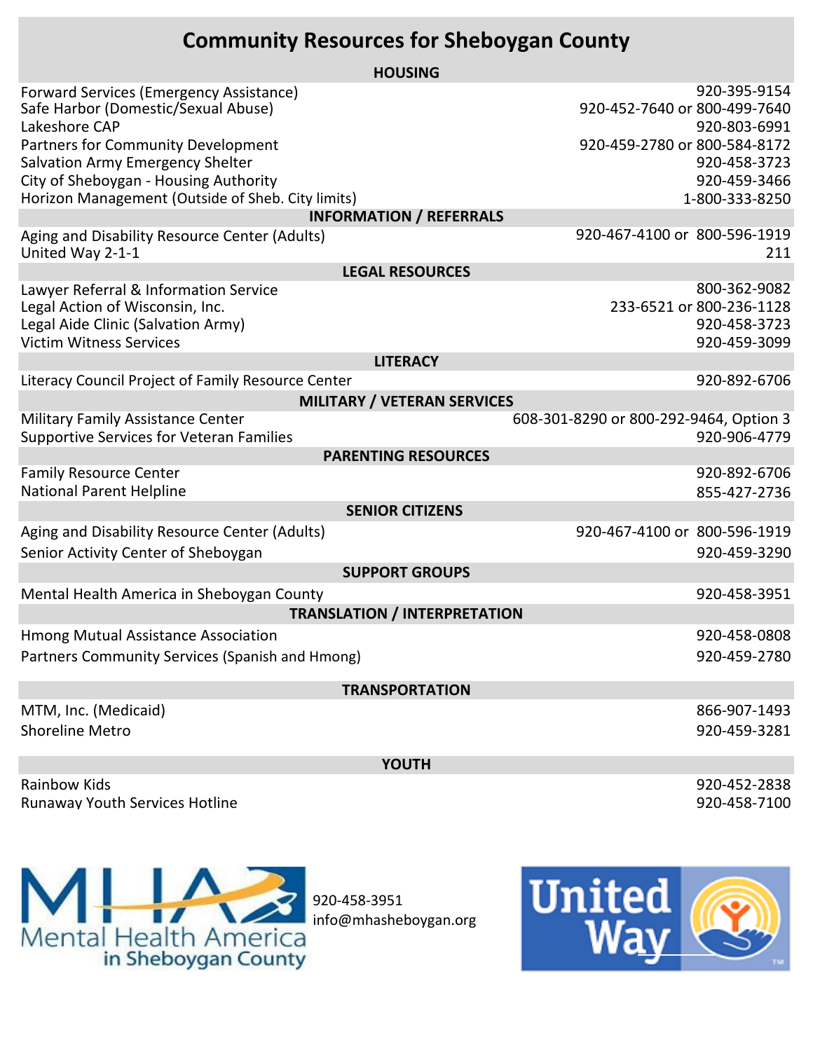# Community Resources for Sheboygan County

| | |
|---|---|
| **HOUSING** | |
| Forward Services (Emergency Assistance) | 920-395-9154 |
| Safe Harbor (Domestic/Sexual Abuse) | 920-452-7640 or 800-499-7640 |
| Lakeshore CAP | 920-803-6991 |
| Partners for Community Development | 920-459-2780 or 800-584-8172 |
| Salvation Army Emergency Shelter | 920-458-3723 |
| City of Sheboygan - Housing Authority | 920-459-3466 |
| Horizon Management (Outside of Sheb. City limits) | 1-800-333-8250 |
| **INFORMATION / REFERRALS** | |
| Aging and Disability Resource Center (Adults) | 920-467-4100 or 800-596-1919 |
| United Way 2-1-1 | 211 |
| **LEGAL RESOURCES** | |
| Lawyer Referral & Information Service | 800-362-9082 |
| Legal Action of Wisconsin, Inc. | 233-6521 or 800-236-1128 |
| Legal Aide Clinic (Salvation Army) | 920-458-3723 |
| Victim Witness Services | 920-459-3099 |
| **LITERACY** | |
| Literacy Council Project of Family Resource Center | 920-892-6706 |
| **MILITARY / VETERAN SERVICES** | |
| Military Family Assistance Center | 608-301-8290 or 800-292-9464, Option 3 |
| Supportive Services for Veteran Families | 920-906-4779 |
| **PARENTING RESOURCES** | |
| Family Resource Center | 920-892-6706 |
| National Parent Helpline | 855-427-2736 |
| **SENIOR CITIZENS** | |
| Aging and Disability Resource Center (Adults) | 920-467-4100 or 800-596-1919 |
| Senior Activity Center of Sheboygan | 920-459-3290 |
| **SUPPORT GROUPS** | |
| Mental Health America in Sheboygan County | 920-458-3951 |
| **TRANSLATION / INTERPRETATION** | |
| Hmong Mutual Assistance Association | 920-458-0808 |
| Partners Community Services (Spanish and Hmong) | 920-459-2780 |
| **TRANSPORTATION** | |
| MTM, Inc. (Medicaid) | 866-907-1493 |
| Shoreline Metro | 920-459-3281 |
| **YOUTH** | |
| Rainbow Kids | 920-452-2838 |
| Runaway Youth Services Hotline | 920-458-7100 |

MHA Mental Health America in Sheboygan County

920-458-3951
info@mhasheboygan.org

United Way